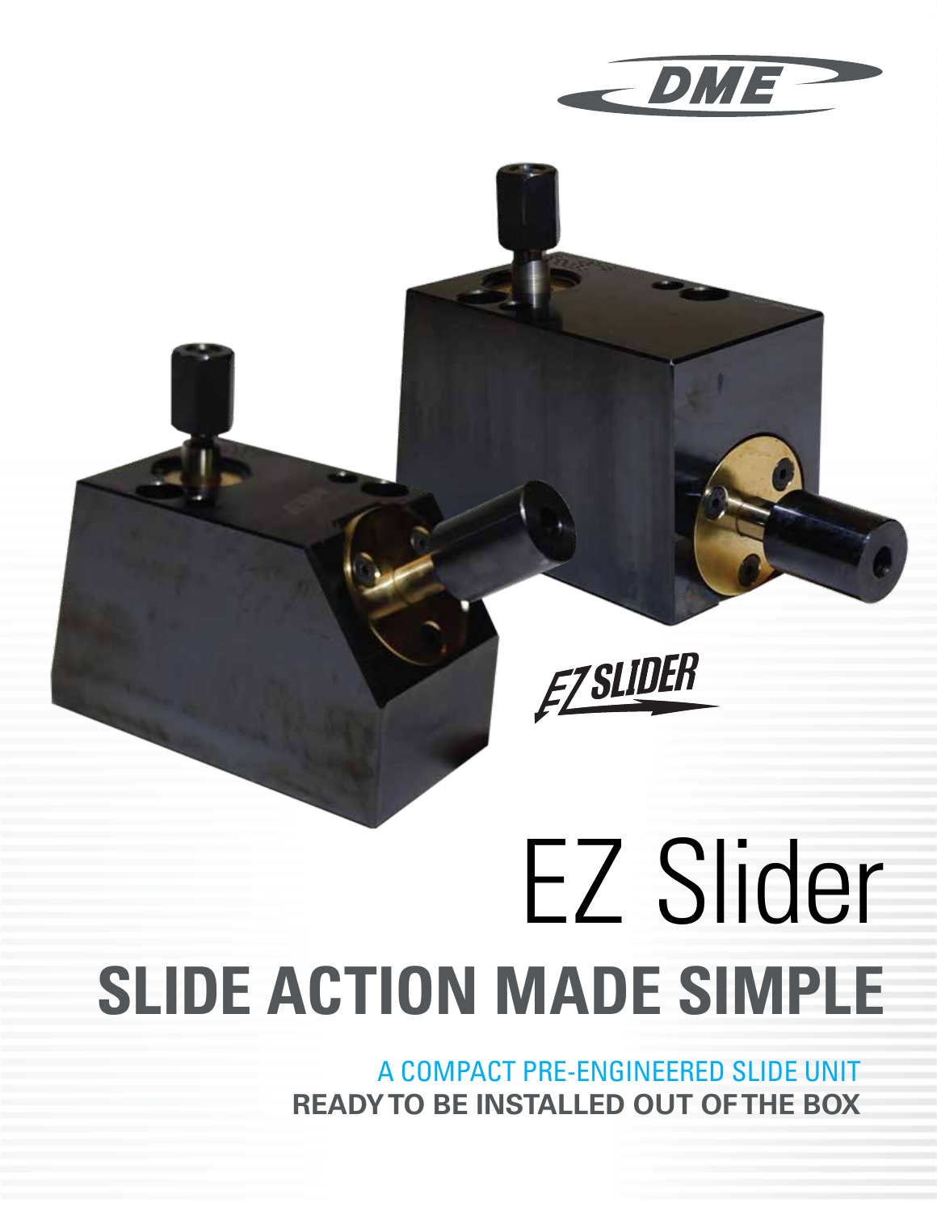# EZ Slider

## SLIDE ACTION MADE SIMPLE

A COMPACT PRE-ENGINEERED SLIDE UNIT

**READY TO BE INSTALLED OUT OF THE BOX**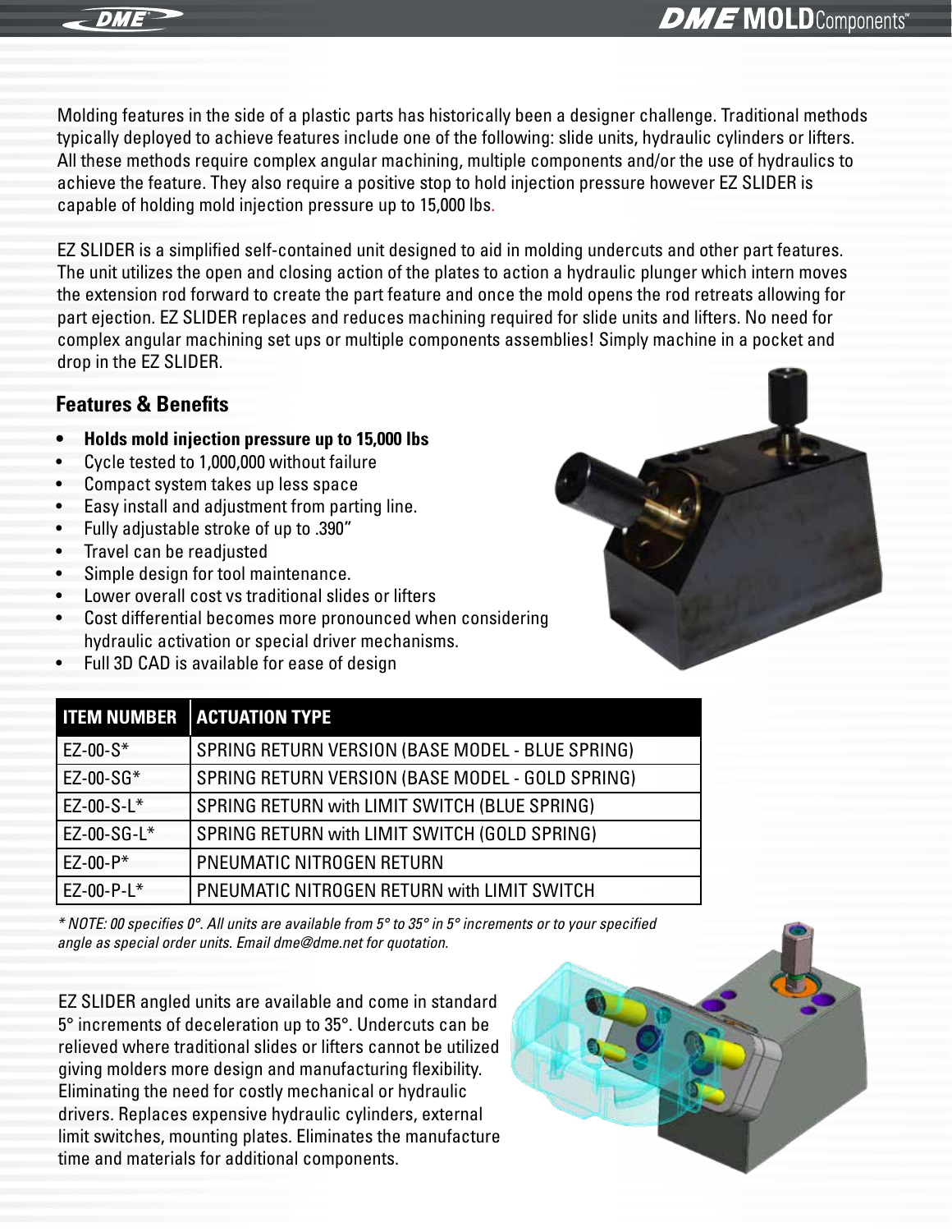Molding features in the side of a plastic parts has historically been a designer challenge. Traditional methods typically deployed to achieve features include one of the following: slide units, hydraulic cylinders or lifters. All these methods require complex angular machining, multiple components and/or the use of hydraulics to achieve the feature. They also require a positive stop to hold injection pressure however EZ SLIDER is capable of holding mold injection pressure up to 15,000 lbs.

EZ SLIDER is a simplified self-contained unit designed to aid in molding undercuts and other part features. The unit utilizes the open and closing action of the plates to action a hydraulic plunger which intern moves the extension rod forward to create the part feature and once the mold opens the rod retreats allowing for part ejection. EZ SLIDER replaces and reduces machining required for slide units and lifters. No need for complex angular machining set ups or multiple components assemblies! Simply machine in a pocket and drop in the EZ SLIDER.

## Features & Benefits

- **Holds mold injection pressure up to 15,000 lbs**
- Cycle tested to 1,000,000 without failure
- Compact system takes up less space
- Easy install and adjustment from parting line.
- Fully adjustable stroke of up to .390"
- Travel can be readjusted
- Simple design for tool maintenance.
- Lower overall cost vs traditional slides or lifters
- Cost differential becomes more pronounced when considering hydraulic activation or special driver mechanisms.
- Full 3D CAD is available for ease of design

| ITEM NUMBER | ACTUATION TYPE |
|---|---|
| EZ-00-S* | SPRING RETURN VERSION (BASE MODEL - BLUE SPRING) |
| EZ-00-SG* | SPRING RETURN VERSION (BASE MODEL - GOLD SPRING) |
| EZ-00-S-L* | SPRING RETURN with LIMIT SWITCH (BLUE SPRING) |
| EZ-00-SG-L* | SPRING RETURN with LIMIT SWITCH (GOLD SPRING) |
| EZ-00-P* | PNEUMATIC NITROGEN RETURN |
| EZ-00-P-L* | PNEUMATIC NITROGEN RETURN with LIMIT SWITCH |

*\* NOTE: 00 specifies 0°. All units are available from 5° to 35° in 5° increments or to your specified angle as special order units. Email dme@dme.net for quotation.*

EZ SLIDER angled units are available and come in standard 5° increments of deceleration up to 35°. Undercuts can be relieved where traditional slides or lifters cannot be utilized giving molders more design and manufacturing flexibility. Eliminating the need for costly mechanical or hydraulic drivers. Replaces expensive hydraulic cylinders, external limit switches, mounting plates. Eliminates the manufacture time and materials for additional components.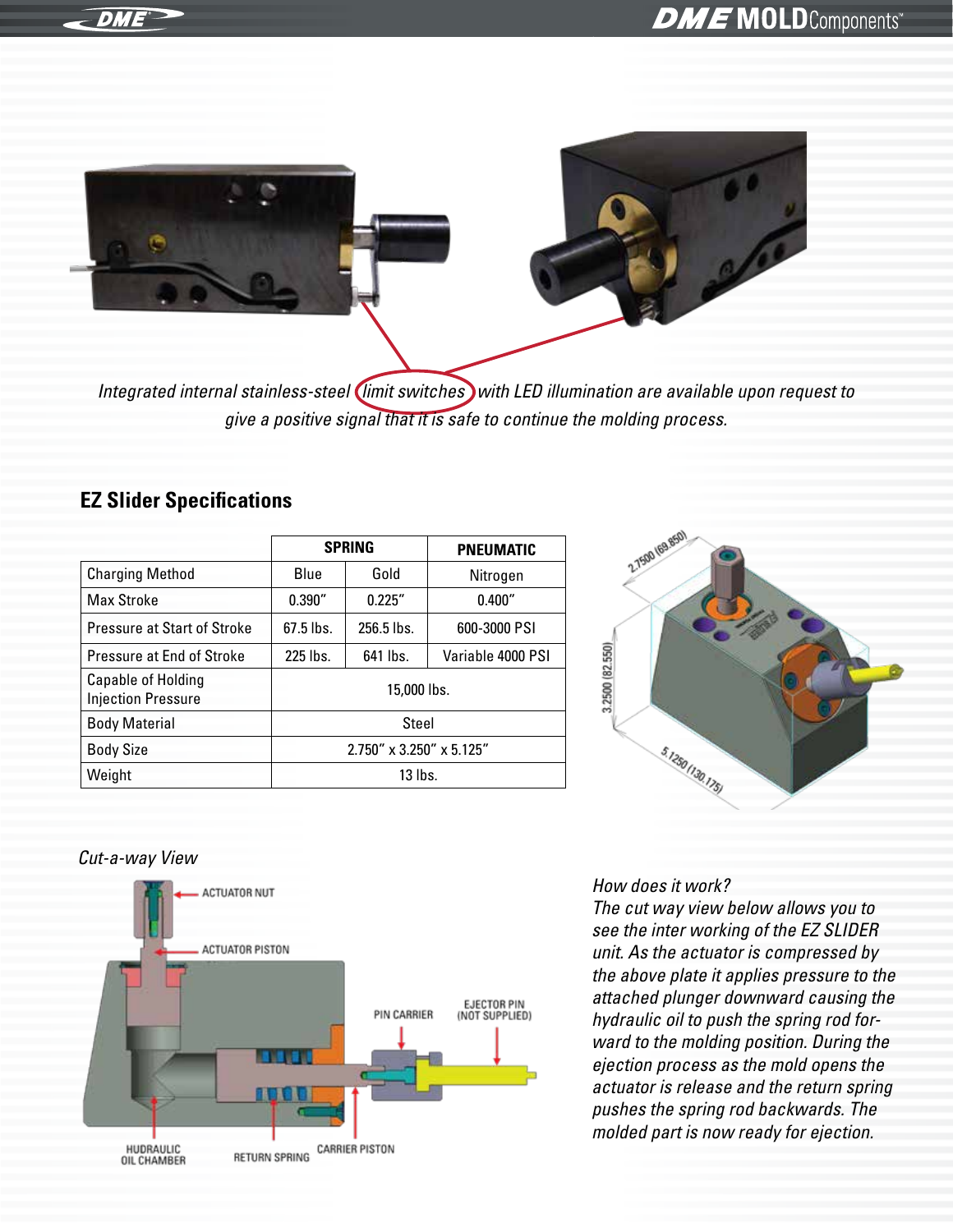*Integrated internal stainless-steel limit switches with LED illumination are available upon request to give a positive signal that it is safe to continue the molding process.*

## EZ Slider Specifications

| | SPRING | | PNEUMATIC |
|---|---|---|---|
| Charging Method | Blue | Gold | Nitrogen |
| Max Stroke | 0.390″ | 0.225″ | 0.400″ |
| Pressure at Start of Stroke | 67.5 lbs. | 256.5 lbs. | 600-3000 PSI |
| Pressure at End of Stroke | 225 lbs. | 641 lbs. | Variable 4000 PSI |
| Capable of Holding Injection Pressure | 15,000 lbs. | | |
| Body Material | Steel | | |
| Body Size | 2.750″ x 3.250″ x 5.125″ | | |
| Weight | 13 lbs. | | |

2.7500 (69.850)

3.2500 (82.550)

5.1250 (130.175)

*Cut-a-way View*

ACTUATOR NUT

ACTUATOR PISTON

PIN CARRIER

EJECTOR PIN (NOT SUPPLIED)

HUDRAULIC OIL CHAMBER

RETURN SPRING

CARRIER PISTON

*How does it work?*
*The cut way view below allows you to see the inter working of the EZ SLIDER unit. As the actuator is compressed by the above plate it applies pressure to the attached plunger downward causing the hydraulic oil to push the spring rod forward to the molding position. During the ejection process as the mold opens the actuator is release and the return spring pushes the spring rod backwards. The molded part is now ready for ejection.*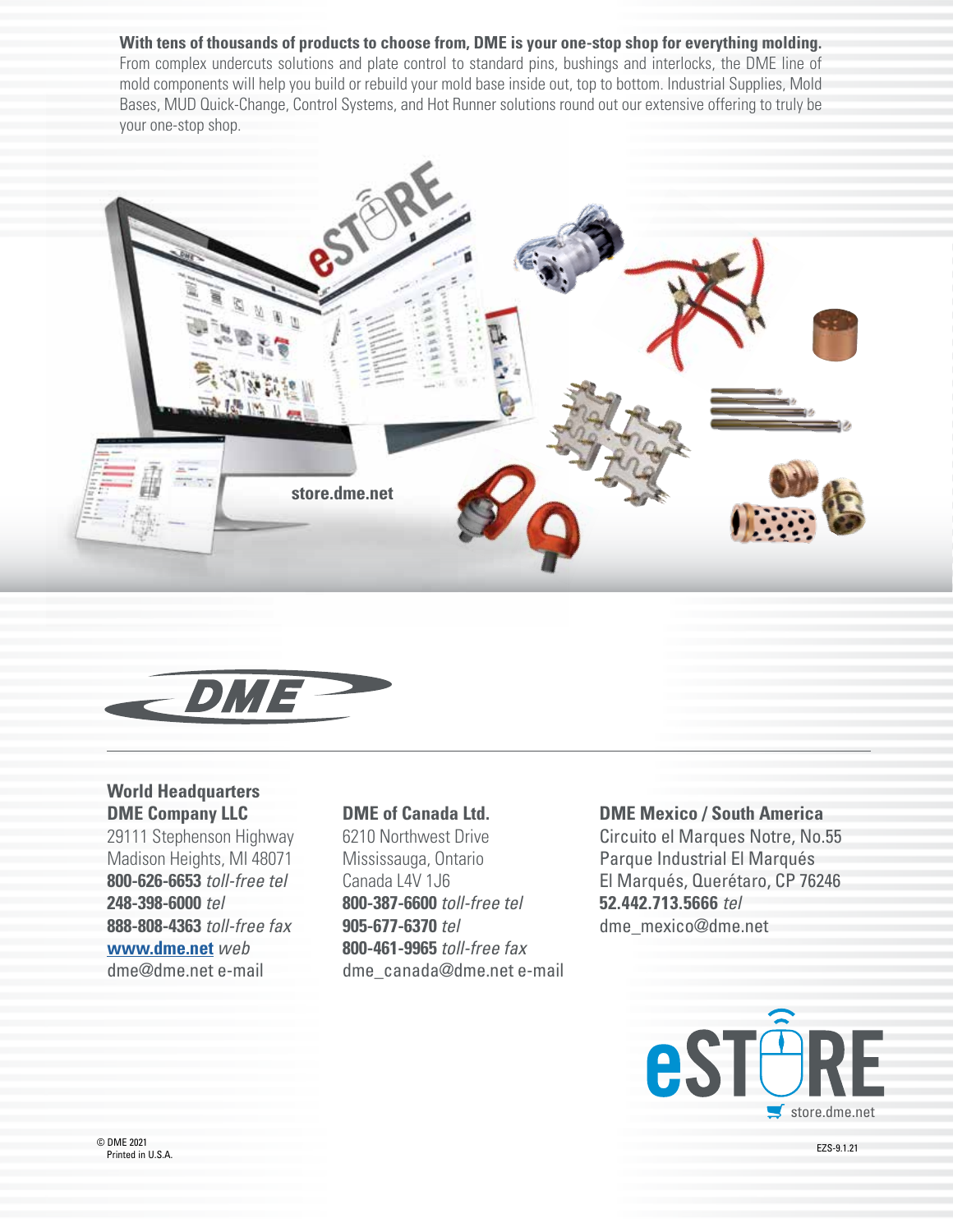**With tens of thousands of products to choose from, DME is your one-stop shop for everything molding.** From complex undercuts solutions and plate control to standard pins, bushings and interlocks, the DME line of mold components will help you build or rebuild your mold base inside out, top to bottom. Industrial Supplies, Mold Bases, MUD Quick-Change, Control Systems, and Hot Runner solutions round out our extensive offering to truly be your one-stop shop.

store.dme.net

**World Headquarters**
**DME Company LLC**
29111 Stephenson Highway
Madison Heights, MI 48071
**800-626-6653** *toll-free tel*
**248-398-6000** *tel*
**888-808-4363** *toll-free fax*
**www.dme.net** *web*
dme@dme.net e-mail

**DME of Canada Ltd.**
6210 Northwest Drive
Mississauga, Ontario
Canada L4V 1J6
**800-387-6600** *toll-free tel*
**905-677-6370** *tel*
**800-461-9965** *toll-free fax*
dme_canada@dme.net e-mail

**DME Mexico / South America**
Circuito el Marques Notre, No.55
Parque Industrial El Marqués
El Marqués, Querétaro, CP 76246
**52.442.713.5666** *tel*
dme_mexico@dme.net

eSTORE
store.dme.net

© DME 2021
Printed in U.S.A.

EZS-9.1.21